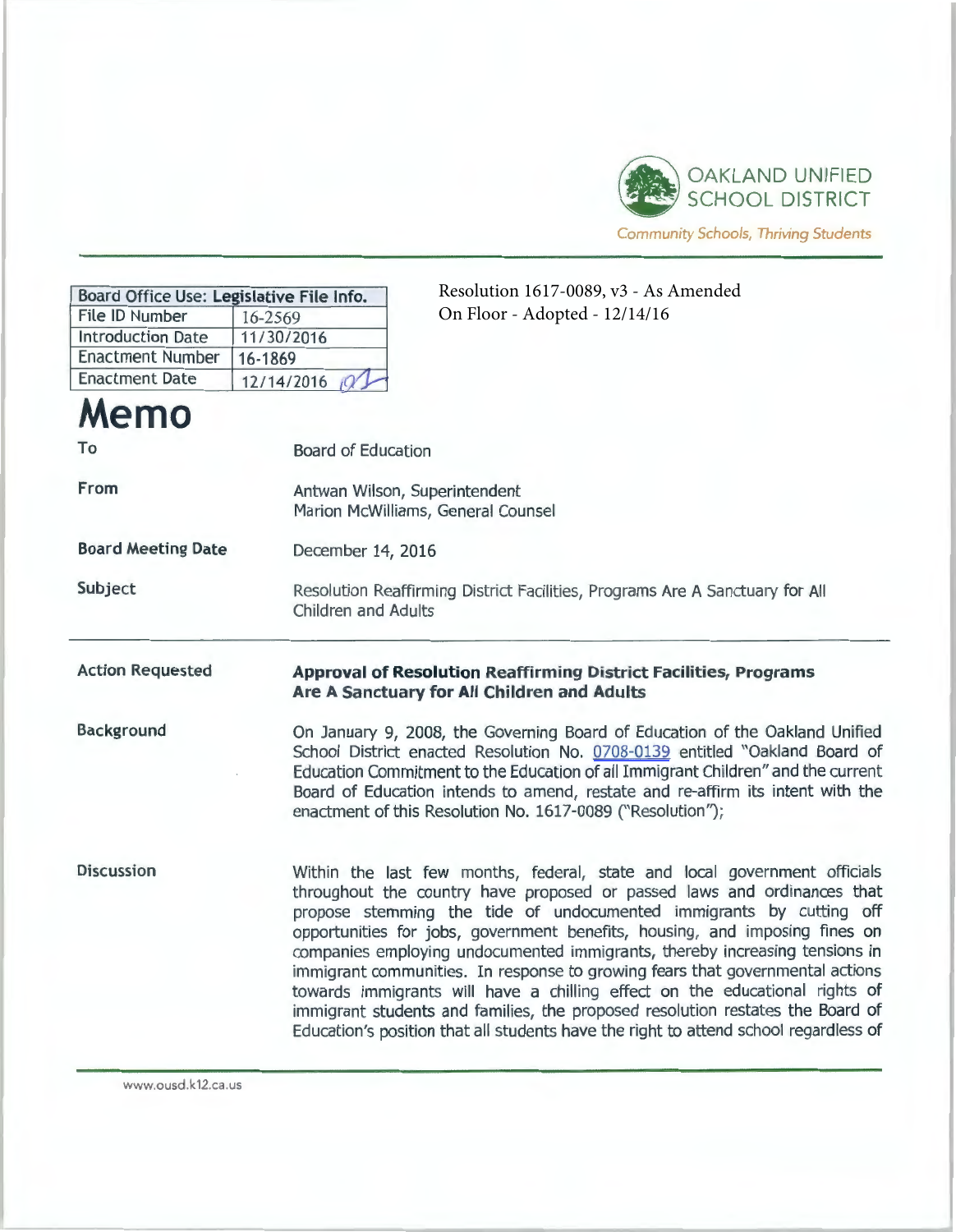OAKLAND UNIFIED SCHOOL DISTRICT

*Community Schools, Thriving Students*

| Board Office Use: Legislative File Info. | |
|---|---|
| File ID Number | 16-2569 |
| Introduction Date | 11/30/2016 |
| Enactment Number | 16-1869 |
| Enactment Date | 12/14/2016 |

Resolution 1617-0089, v3 - As Amended On Floor - Adopted - 12/14/16

# Memo

**To** Board of Education

**From** Antwan Wilson, Superintendent
Marion McWilliams, General Counsel

**Board Meeting Date** December 14, 2016

**Subject** Resolution Reaffirming District Facilities, Programs Are A Sanctuary for All Children and Adults

---

**Action Requested** **Approval of Resolution Reaffirming District Facilities, Programs Are A Sanctuary for All Children and Adults**

**Background** On January 9, 2008, the Governing Board of Education of the Oakland Unified School District enacted Resolution No. 0708-0139 entitled "Oakland Board of Education Commitment to the Education of all Immigrant Children" and the current Board of Education intends to amend, restate and re-affirm its intent with the enactment of this Resolution No. 1617-0089 ("Resolution");

**Discussion** Within the last few months, federal, state and local government officials throughout the country have proposed or passed laws and ordinances that propose stemming the tide of undocumented immigrants by cutting off opportunities for jobs, government benefits, housing, and imposing fines on companies employing undocumented immigrants, thereby increasing tensions in immigrant communities. In response to growing fears that governmental actions towards immigrants will have a chilling effect on the educational rights of immigrant students and families, the proposed resolution restates the Board of Education's position that all students have the right to attend school regardless of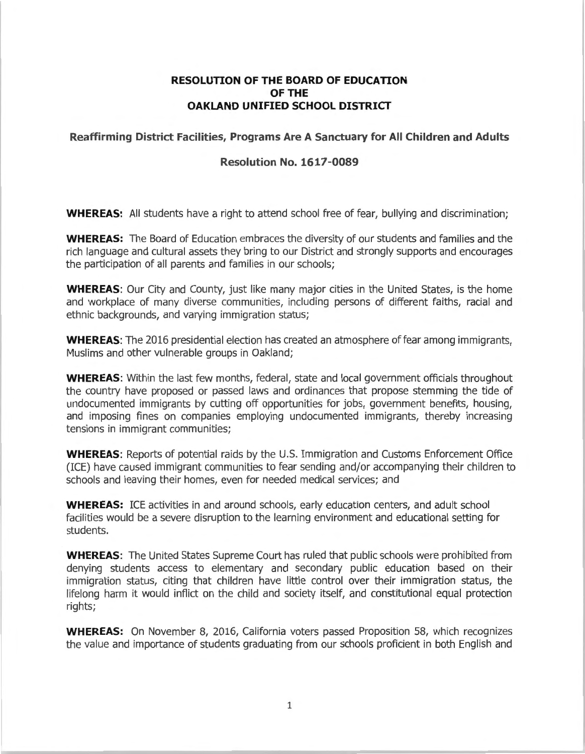**RESOLUTION OF THE BOARD OF EDUCATION**
**OF THE**
**OAKLAND UNIFIED SCHOOL DISTRICT**

**Reaffirming District Facilities, Programs Are A Sanctuary for All Children and Adults**

**Resolution No. 1617-0089**

**WHEREAS:** All students have a right to attend school free of fear, bullying and discrimination;

**WHEREAS:** The Board of Education embraces the diversity of our students and families and the rich language and cultural assets they bring to our District and strongly supports and encourages the participation of all parents and families in our schools;

**WHEREAS**: Our City and County, just like many major cities in the United States, is the home and workplace of many diverse communities, including persons of different faiths, racial and ethnic backgrounds, and varying immigration status;

**WHEREAS**: The 2016 presidential election has created an atmosphere of fear among immigrants, Muslims and other vulnerable groups in Oakland;

**WHEREAS**: Within the last few months, federal, state and local government officials throughout the country have proposed or passed laws and ordinances that propose stemming the tide of undocumented immigrants by cutting off opportunities for jobs, government benefits, housing, and imposing fines on companies employing undocumented immigrants, thereby increasing tensions in immigrant communities;

**WHEREAS**: Reports of potential raids by the U.S. Immigration and Customs Enforcement Office (ICE) have caused immigrant communities to fear sending and/or accompanying their children to schools and leaving their homes, even for needed medical services; and

**WHEREAS:** ICE activities in and around schools, early education centers, and adult school facilities would be a severe disruption to the learning environment and educational setting for students.

**WHEREAS**: The United States Supreme Court has ruled that public schools were prohibited from denying students access to elementary and secondary public education based on their immigration status, citing that children have little control over their immigration status, the lifelong harm it would inflict on the child and society itself, and constitutional equal protection rights;

**WHEREAS:** On November 8, 2016, California voters passed Proposition 58, which recognizes the value and importance of students graduating from our schools proficient in both English and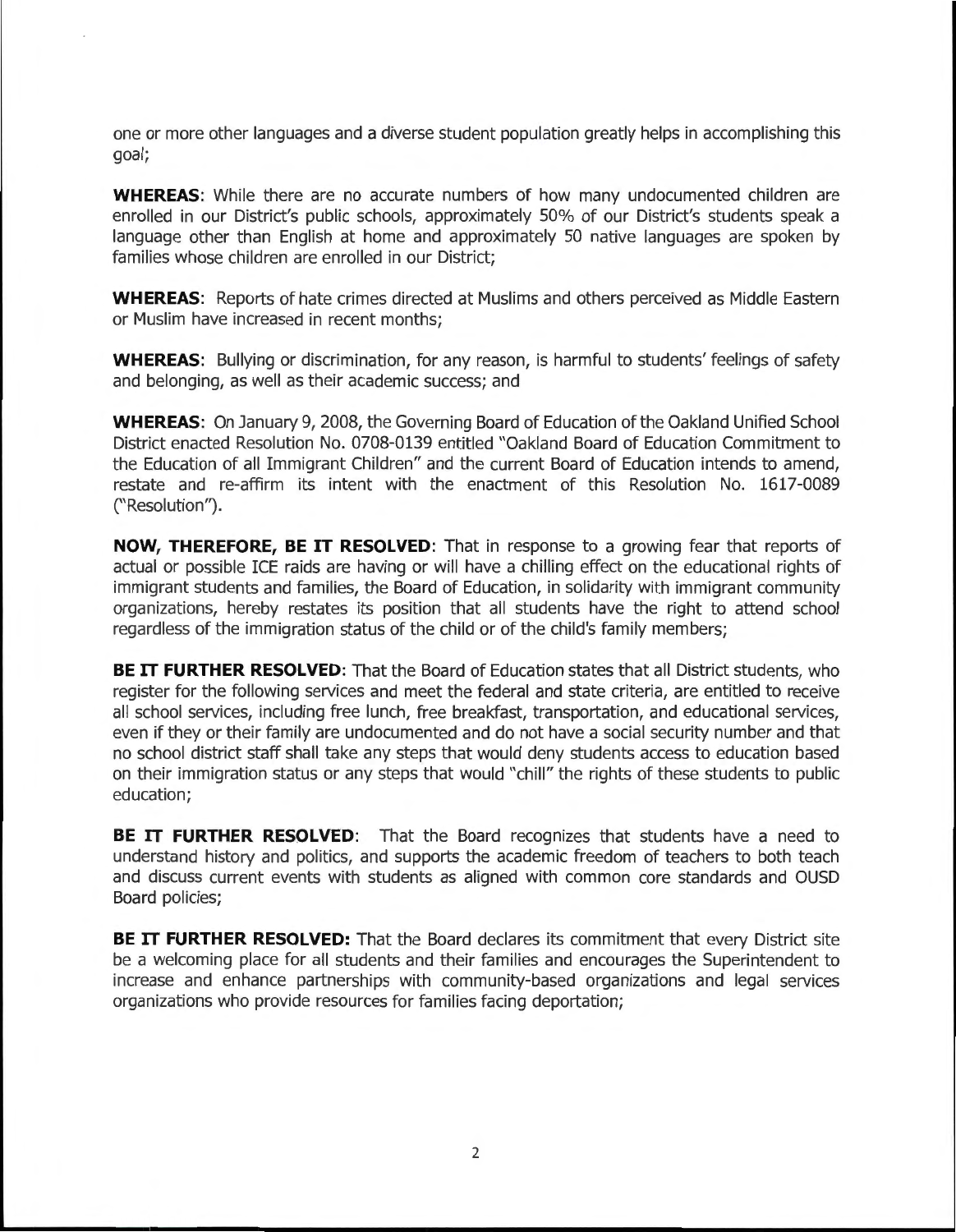one or more other languages and a diverse student population greatly helps in accomplishing this goal;

**WHEREAS**: While there are no accurate numbers of how many undocumented children are enrolled in our District's public schools, approximately 50% of our District's students speak a language other than English at home and approximately 50 native languages are spoken by families whose children are enrolled in our District;

**WHEREAS**: Reports of hate crimes directed at Muslims and others perceived as Middle Eastern or Muslim have increased in recent months;

**WHEREAS**: Bullying or discrimination, for any reason, is harmful to students' feelings of safety and belonging, as well as their academic success; and

**WHEREAS**: On January 9, 2008, the Governing Board of Education of the Oakland Unified School District enacted Resolution No. 0708-0139 entitled "Oakland Board of Education Commitment to the Education of all Immigrant Children" and the current Board of Education intends to amend, restate and re-affirm its intent with the enactment of this Resolution No. 1617-0089 ("Resolution").

**NOW, THEREFORE, BE IT RESOLVED**: That in response to a growing fear that reports of actual or possible ICE raids are having or will have a chilling effect on the educational rights of immigrant students and families, the Board of Education, in solidarity with immigrant community organizations, hereby restates its position that all students have the right to attend school regardless of the immigration status of the child or of the child's family members;

**BE IT FURTHER RESOLVED**: That the Board of Education states that all District students, who register for the following services and meet the federal and state criteria, are entitled to receive all school services, including free lunch, free breakfast, transportation, and educational services, even if they or their family are undocumented and do not have a social security number and that no school district staff shall take any steps that would deny students access to education based on their immigration status or any steps that would "chill" the rights of these students to public education;

**BE IT FURTHER RESOLVED**: That the Board recognizes that students have a need to understand history and politics, and supports the academic freedom of teachers to both teach and discuss current events with students as aligned with common core standards and OUSD Board policies;

**BE IT FURTHER RESOLVED:** That the Board declares its commitment that every District site be a welcoming place for all students and their families and encourages the Superintendent to increase and enhance partnerships with community-based organizations and legal services organizations who provide resources for families facing deportation;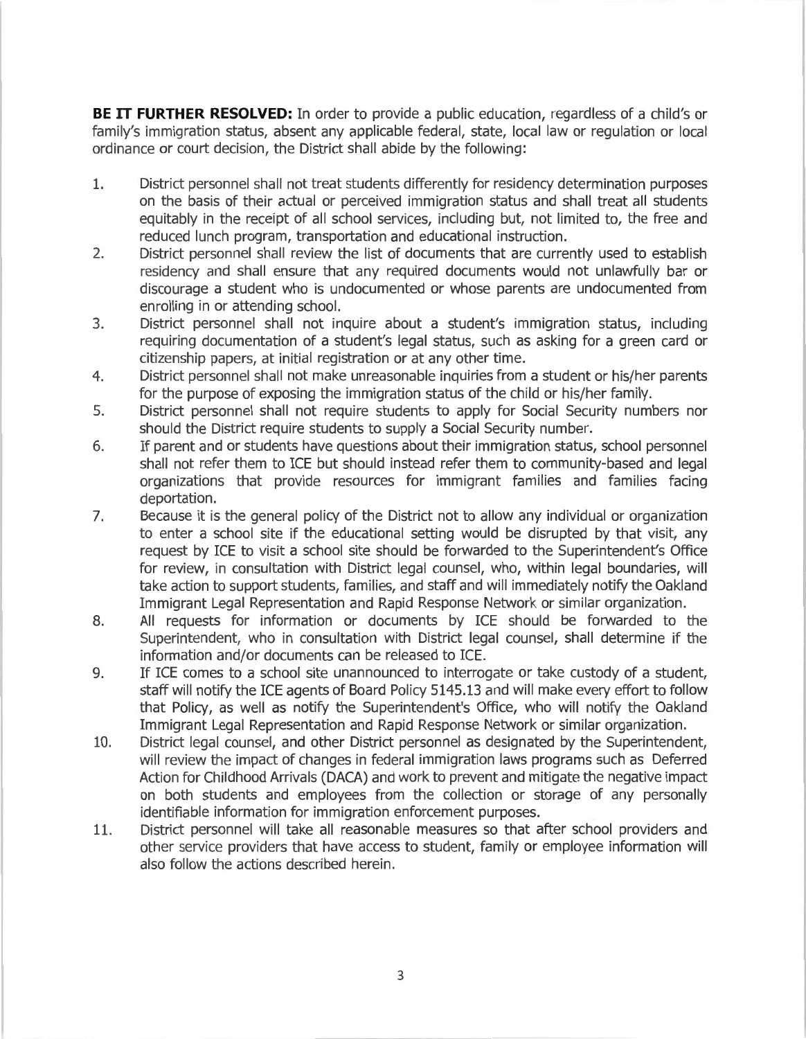**BE IT FURTHER RESOLVED:** In order to provide a public education, regardless of a child's or family's immigration status, absent any applicable federal, state, local law or regulation or local ordinance or court decision, the District shall abide by the following:

1. District personnel shall not treat students differently for residency determination purposes on the basis of their actual or perceived immigration status and shall treat all students equitably in the receipt of all school services, including but, not limited to, the free and reduced lunch program, transportation and educational instruction.
2. District personnel shall review the list of documents that are currently used to establish residency and shall ensure that any required documents would not unlawfully bar or discourage a student who is undocumented or whose parents are undocumented from enrolling in or attending school.
3. District personnel shall not inquire about a student's immigration status, including requiring documentation of a student's legal status, such as asking for a green card or citizenship papers, at initial registration or at any other time.
4. District personnel shall not make unreasonable inquiries from a student or his/her parents for the purpose of exposing the immigration status of the child or his/her family.
5. District personnel shall not require students to apply for Social Security numbers nor should the District require students to supply a Social Security number.
6. If parent and or students have questions about their immigration status, school personnel shall not refer them to ICE but should instead refer them to community-based and legal organizations that provide resources for immigrant families and families facing deportation.
7. Because it is the general policy of the District not to allow any individual or organization to enter a school site if the educational setting would be disrupted by that visit, any request by ICE to visit a school site should be forwarded to the Superintendent's Office for review, in consultation with District legal counsel, who, within legal boundaries, will take action to support students, families, and staff and will immediately notify the Oakland Immigrant Legal Representation and Rapid Response Network or similar organization.
8. All requests for information or documents by ICE should be forwarded to the Superintendent, who in consultation with District legal counsel, shall determine if the information and/or documents can be released to ICE.
9. If ICE comes to a school site unannounced to interrogate or take custody of a student, staff will notify the ICE agents of Board Policy 5145.13 and will make every effort to follow that Policy, as well as notify the Superintendent's Office, who will notify the Oakland Immigrant Legal Representation and Rapid Response Network or similar organization.
10. District legal counsel, and other District personnel as designated by the Superintendent, will review the impact of changes in federal immigration laws programs such as Deferred Action for Childhood Arrivals (DACA) and work to prevent and mitigate the negative impact on both students and employees from the collection or storage of any personally identifiable information for immigration enforcement purposes.
11. District personnel will take all reasonable measures so that after school providers and other service providers that have access to student, family or employee information will also follow the actions described herein.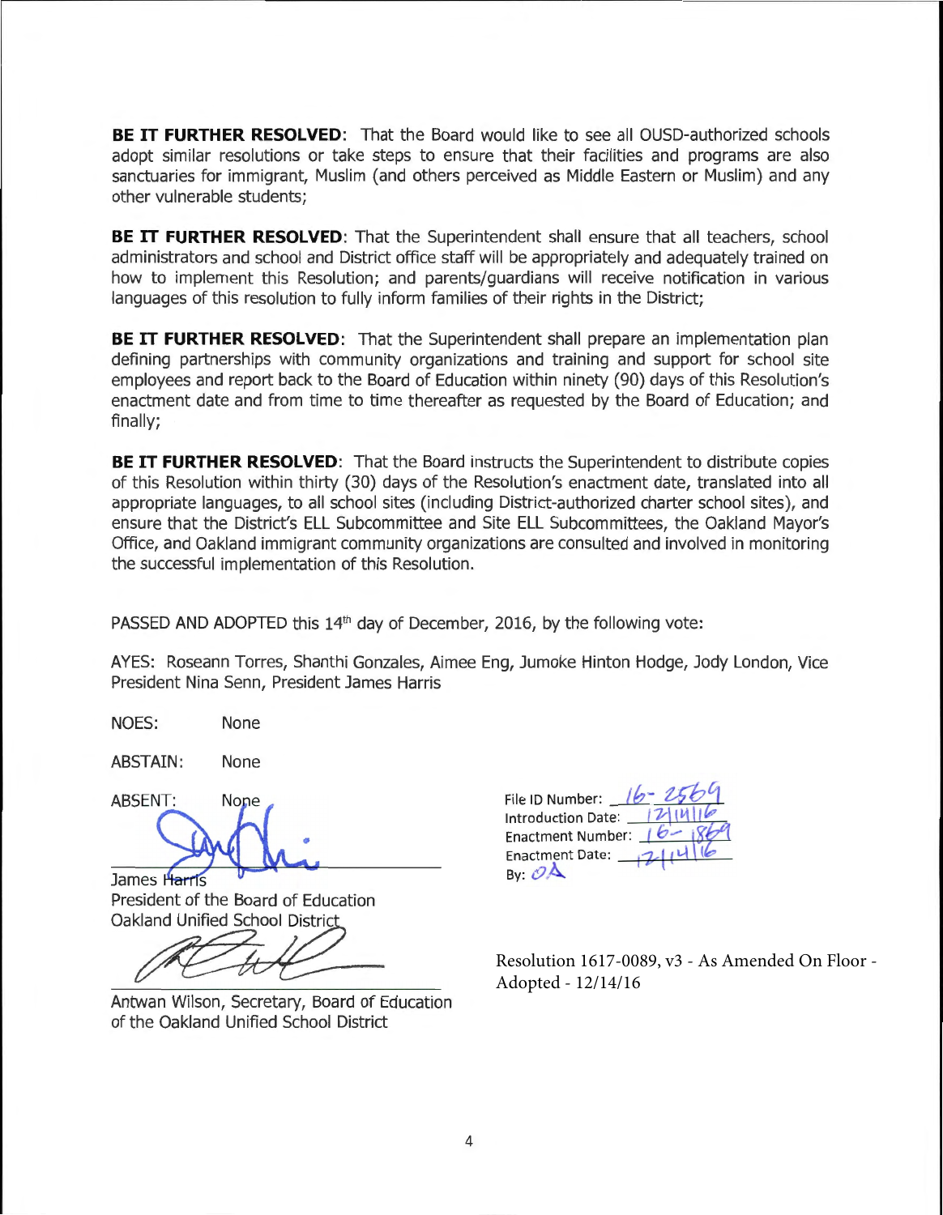**BE IT FURTHER RESOLVED**: That the Board would like to see all OUSD-authorized schools adopt similar resolutions or take steps to ensure that their facilities and programs are also sanctuaries for immigrant, Muslim (and others perceived as Middle Eastern or Muslim) and any other vulnerable students;

**BE IT FURTHER RESOLVED**: That the Superintendent shall ensure that all teachers, school administrators and school and District office staff will be appropriately and adequately trained on how to implement this Resolution; and parents/guardians will receive notification in various languages of this resolution to fully inform families of their rights in the District;

**BE IT FURTHER RESOLVED**: That the Superintendent shall prepare an implementation plan defining partnerships with community organizations and training and support for school site employees and report back to the Board of Education within ninety (90) days of this Resolution's enactment date and from time to time thereafter as requested by the Board of Education; and finally;

**BE IT FURTHER RESOLVED**: That the Board instructs the Superintendent to distribute copies of this Resolution within thirty (30) days of the Resolution's enactment date, translated into all appropriate languages, to all school sites (including District-authorized charter school sites), and ensure that the District's ELL Subcommittee and Site ELL Subcommittees, the Oakland Mayor's Office, and Oakland immigrant community organizations are consulted and involved in monitoring the successful implementation of this Resolution.

PASSED AND ADOPTED this 14th day of December, 2016, by the following vote:

AYES: Roseann Torres, Shanthi Gonzales, Aimee Eng, Jumoke Hinton Hodge, Jody London, Vice President Nina Senn, President James Harris

NOES: None

ABSTAIN: None

ABSENT: None

James Harris
President of the Board of Education
Oakland Unified School District

Antwan Wilson, Secretary, Board of Education
of the Oakland Unified School District

File ID Number: 16-2569
Introduction Date: 12/14/16
Enactment Number: 16-1869
Enactment Date: 12/14/16
By: OA

Resolution 1617-0089, v3 - As Amended On Floor - Adopted - 12/14/16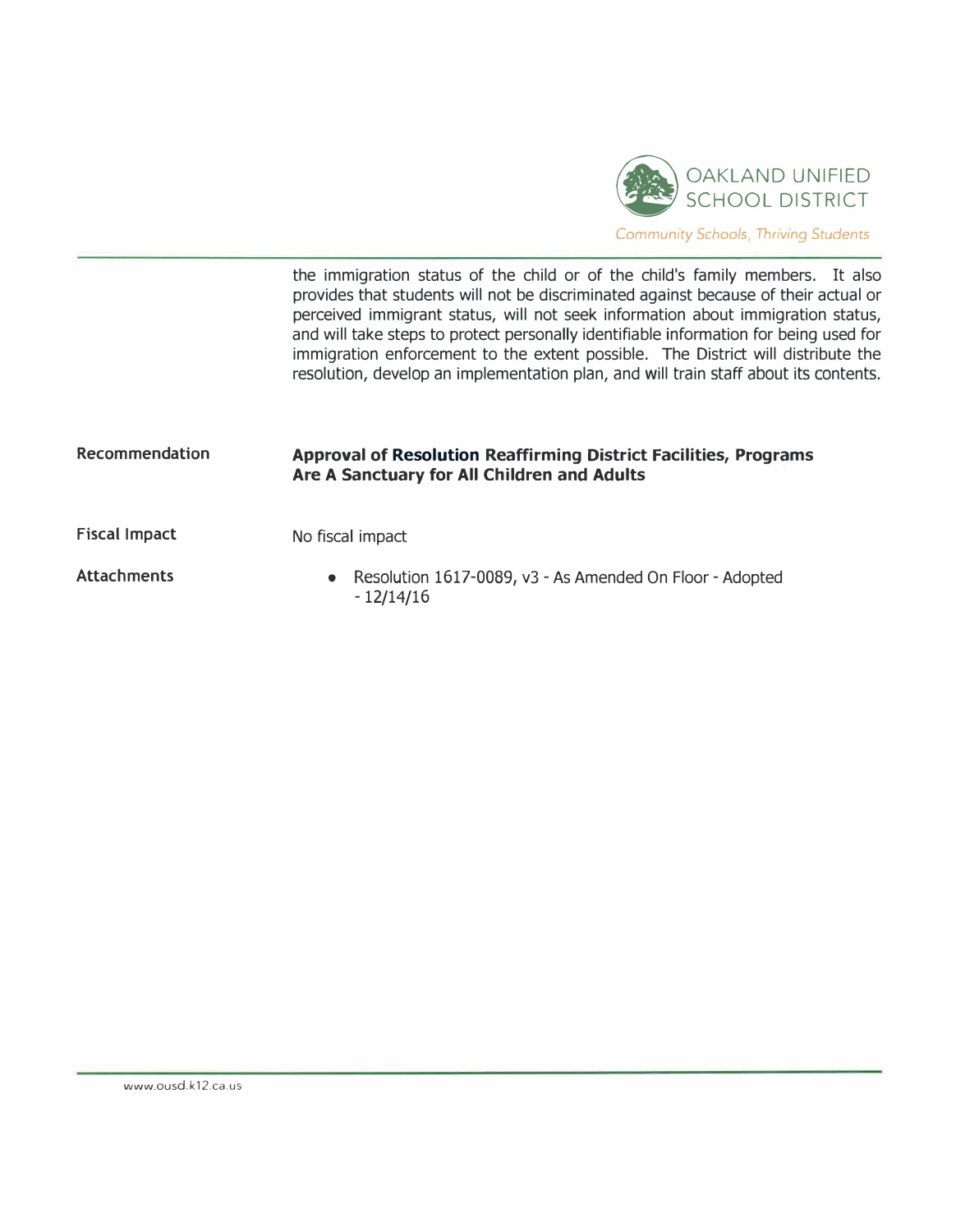the immigration status of the child or of the child's family members. It also provides that students will not be discriminated against because of their actual or perceived immigrant status, will not seek information about immigration status, and will take steps to protect personally identifiable information for being used for immigration enforcement to the extent possible. The District will distribute the resolution, develop an implementation plan, and will train staff about its contents.

**Recommendation** — **Approval of Resolution Reaffirming District Facilities, Programs Are A Sanctuary for All Children and Adults**

**Fiscal Impact** — No fiscal impact

**Attachments**

- Resolution 1617-0089, v3 - As Amended On Floor - Adopted - 12/14/16